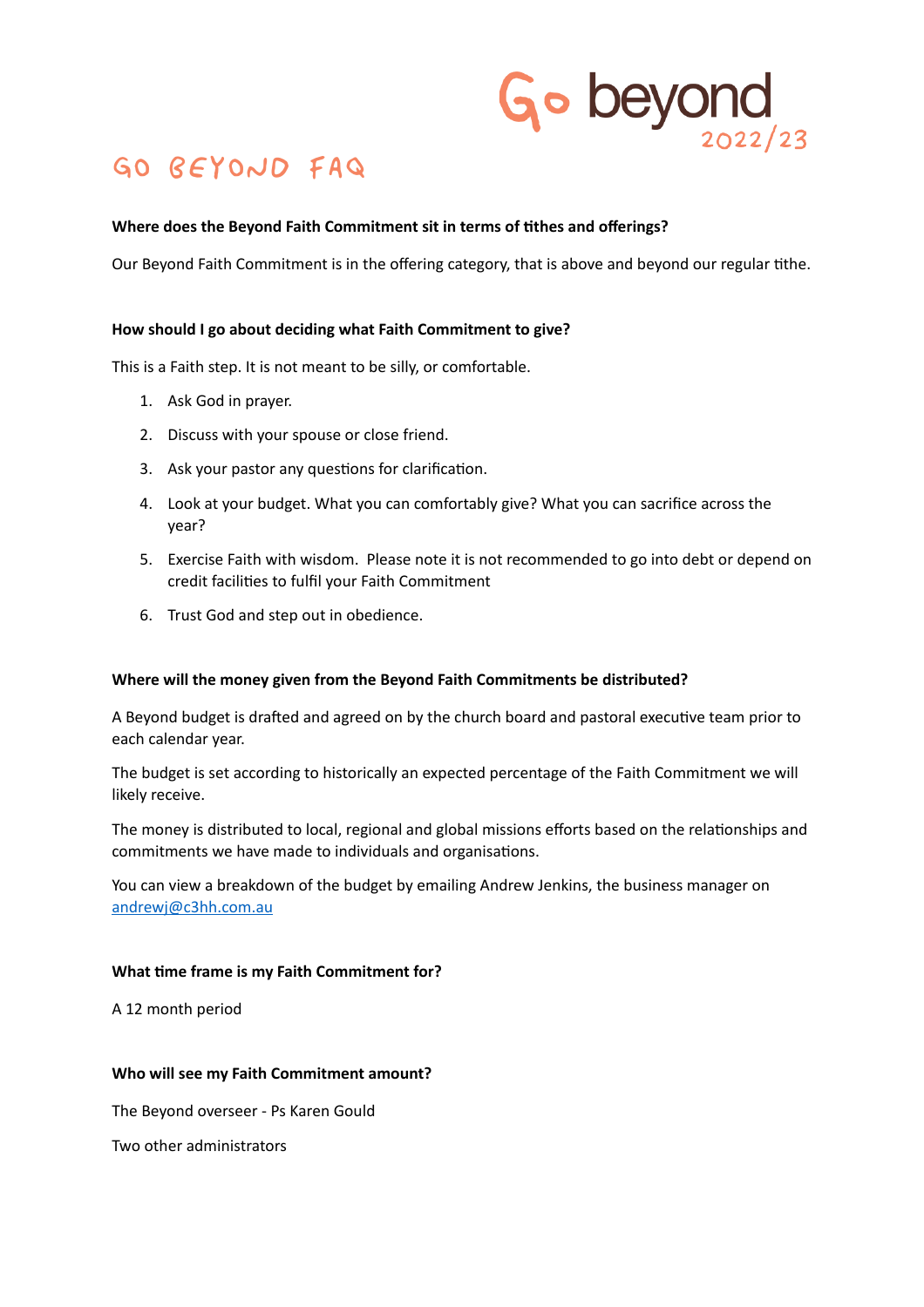Go beyond 2022/23

# GO BEYOND FAQ

**Where does the Beyond Faith Commitment sit in terms of tithes and offerings?**

Our Beyond Faith Commitment is in the offering category, that is above and beyond our regular tithe.

**How should I go about deciding what Faith Commitment to give?**

This is a Faith step. It is not meant to be silly, or comfortable.

1. Ask God in prayer.
2. Discuss with your spouse or close friend.
3. Ask your pastor any questions for clarification.
4. Look at your budget. What you can comfortably give? What you can sacrifice across the year?
5. Exercise Faith with wisdom. Please note it is not recommended to go into debt or depend on credit facilities to fulfil your Faith Commitment
6. Trust God and step out in obedience.

**Where will the money given from the Beyond Faith Commitments be distributed?**

A Beyond budget is drafted and agreed on by the church board and pastoral executive team prior to each calendar year.

The budget is set according to historically an expected percentage of the Faith Commitment we will likely receive.

The money is distributed to local, regional and global missions efforts based on the relationships and commitments we have made to individuals and organisations.

You can view a breakdown of the budget by emailing Andrew Jenkins, the business manager on andrewj@c3hh.com.au

**What time frame is my Faith Commitment for?**

A 12 month period

**Who will see my Faith Commitment amount?**

The Beyond overseer - Ps Karen Gould

Two other administrators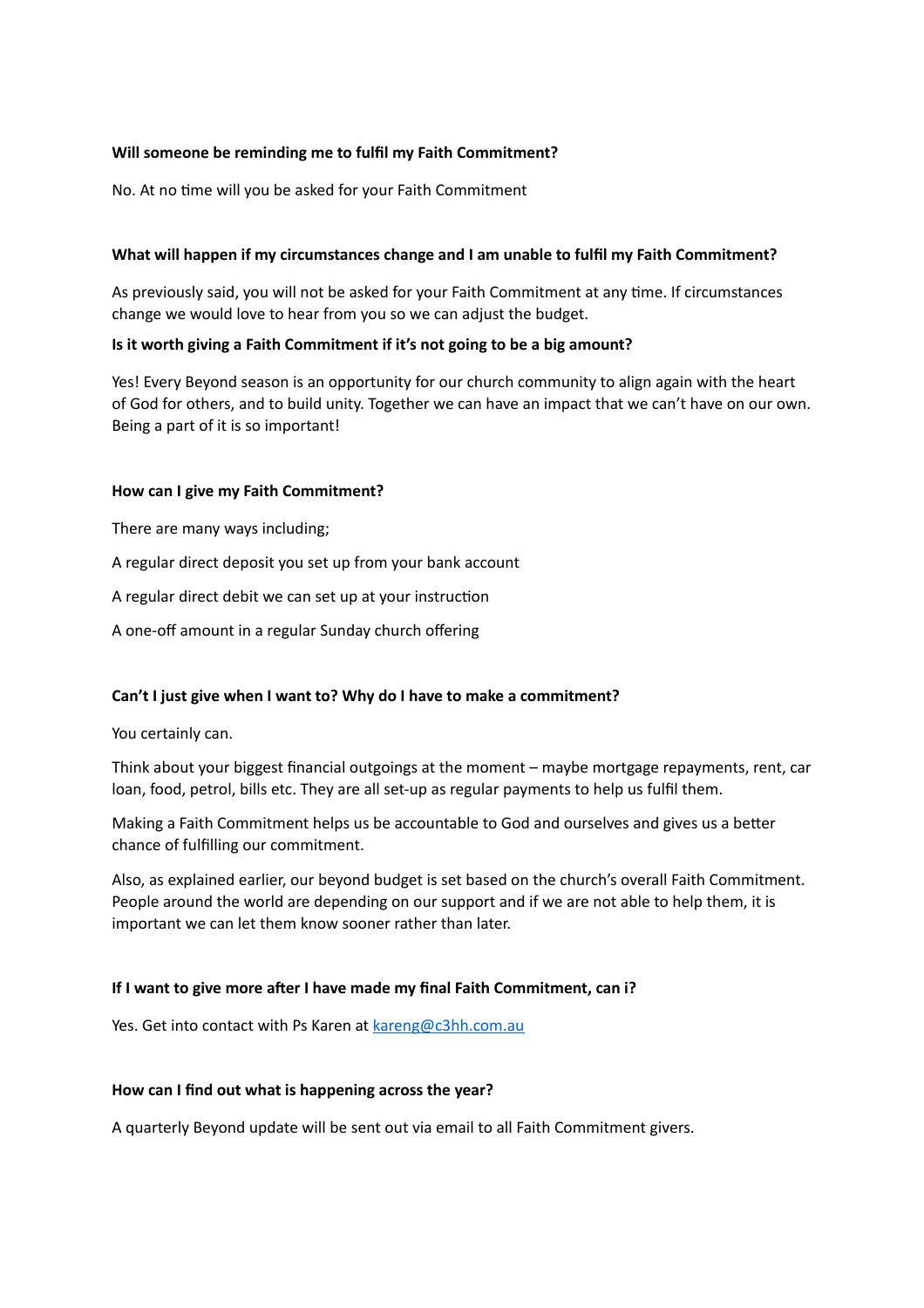**Will someone be reminding me to fulfil my Faith Commitment?**

No. At no time will you be asked for your Faith Commitment

**What will happen if my circumstances change and I am unable to fulfil my Faith Commitment?**

As previously said, you will not be asked for your Faith Commitment at any time. If circumstances change we would love to hear from you so we can adjust the budget.

**Is it worth giving a Faith Commitment if it's not going to be a big amount?**

Yes! Every Beyond season is an opportunity for our church community to align again with the heart of God for others, and to build unity. Together we can have an impact that we can't have on our own. Being a part of it is so important!

**How can I give my Faith Commitment?**

There are many ways including;

A regular direct deposit you set up from your bank account

A regular direct debit we can set up at your instruction

A one-off amount in a regular Sunday church offering

**Can't I just give when I want to? Why do I have to make a commitment?**

You certainly can.

Think about your biggest financial outgoings at the moment – maybe mortgage repayments, rent, car loan, food, petrol, bills etc. They are all set-up as regular payments to help us fulfil them.

Making a Faith Commitment helps us be accountable to God and ourselves and gives us a better chance of fulfilling our commitment.

Also, as explained earlier, our beyond budget is set based on the church's overall Faith Commitment. People around the world are depending on our support and if we are not able to help them, it is important we can let them know sooner rather than later.

**If I want to give more after I have made my final Faith Commitment, can i?**

Yes. Get into contact with Ps Karen at [kareng@c3hh.com.au](mailto:kareng@c3hh.com.au)

**How can I find out what is happening across the year?**

A quarterly Beyond update will be sent out via email to all Faith Commitment givers.